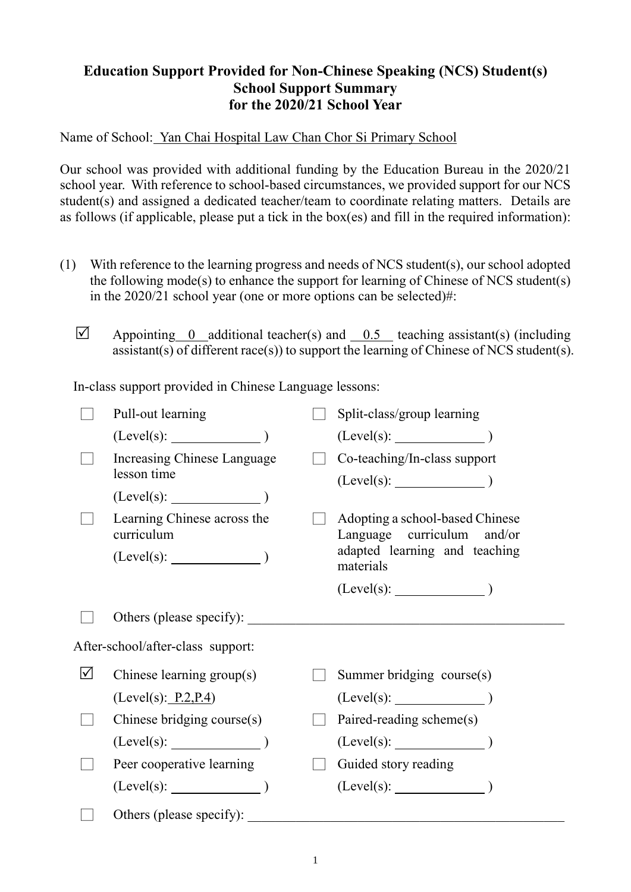# Education Support Provided for Non-Chinese Speaking (NCS) Student(s)
## School Support Summary
## for the 2020/21 School Year

Name of School: Yan Chai Hospital Law Chan Chor Si Primary School

Our school was provided with additional funding by the Education Bureau in the 2020/21 school year. With reference to school-based circumstances, we provided support for our NCS student(s) and assigned a dedicated teacher/team to coordinate relating matters. Details are as follows (if applicable, please put a tick in the box(es) and fill in the required information):

(1) With reference to the learning progress and needs of NCS student(s), our school adopted the following mode(s) to enhance the support for learning of Chinese of NCS student(s) in the 2020/21 school year (one or more options can be selected)#:

☑ Appointing 0 additional teacher(s) and 0.5 teaching assistant(s) (including assistant(s) of different race(s)) to support the learning of Chinese of NCS student(s).

In-class support provided in Chinese Language lessons:

- ☐ Pull-out learning (Level(s): ______ )
- ☐ Split-class/group learning (Level(s): ______ )
- ☐ Increasing Chinese Language lesson time (Level(s): ______ )
- ☐ Co-teaching/In-class support (Level(s): ______ )
- ☐ Learning Chinese across the curriculum (Level(s): ______ )
- ☐ Adopting a school-based Chinese Language curriculum and/or adapted learning and teaching materials (Level(s): ______ )
- ☐ Others (please specify): ______

After-school/after-class support:

- ☑ Chinese learning group(s) (Level(s): P.2,P.4)
- ☐ Summer bridging course(s) (Level(s): ______ )
- ☐ Chinese bridging course(s) (Level(s): ______ )
- ☐ Paired-reading scheme(s) (Level(s): ______ )
- ☐ Peer cooperative learning (Level(s): ______ )
- ☐ Guided story reading (Level(s): ______ )
- ☐ Others (please specify): ______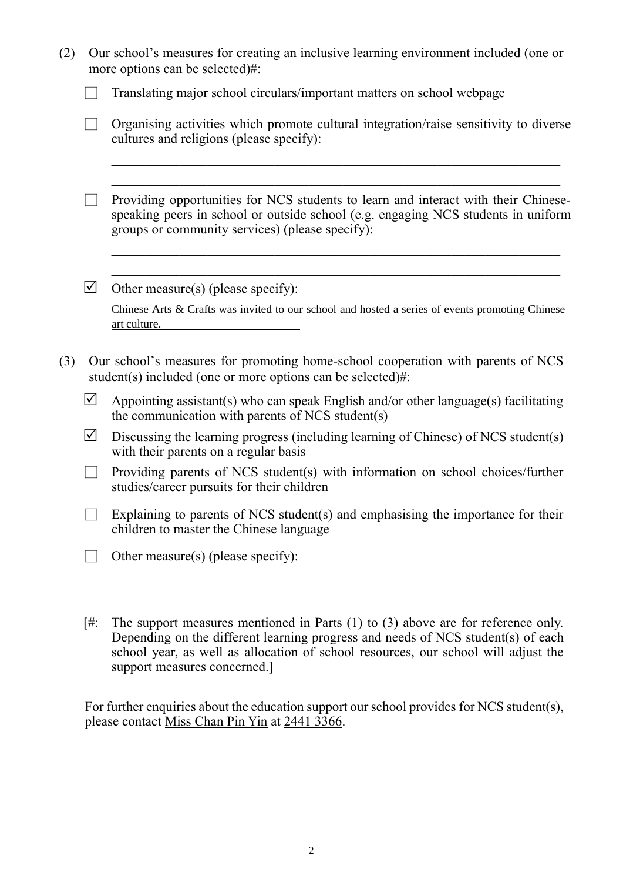(2) Our school's measures for creating an inclusive learning environment included (one or more options can be selected)#:

- ☐ Translating major school circulars/important matters on school webpage
- ☐ Organising activities which promote cultural integration/raise sensitivity to diverse cultures and religions (please specify):

  ______________________________________________________________________

  ______________________________________________________________________

- ☐ Providing opportunities for NCS students to learn and interact with their Chinese-speaking peers in school or outside school (e.g. engaging NCS students in uniform groups or community services) (please specify):

  ______________________________________________________________________

  ______________________________________________________________________

- ☑ Other measure(s) (please specify):

  Chinese Arts & Crafts was invited to our school and hosted a series of events promoting Chinese art culture.

(3) Our school's measures for promoting home-school cooperation with parents of NCS student(s) included (one or more options can be selected)#:

- ☑ Appointing assistant(s) who can speak English and/or other language(s) facilitating the communication with parents of NCS student(s)
- ☑ Discussing the learning progress (including learning of Chinese) of NCS student(s) with their parents on a regular basis
- ☐ Providing parents of NCS student(s) with information on school choices/further studies/career pursuits for their children
- ☐ Explaining to parents of NCS student(s) and emphasising the importance for their children to master the Chinese language
- ☐ Other measure(s) (please specify):

  ______________________________________________________________________

  ______________________________________________________________________

[#: The support measures mentioned in Parts (1) to (3) above are for reference only. Depending on the different learning progress and needs of NCS student(s) of each school year, as well as allocation of school resources, our school will adjust the support measures concerned.]

For further enquiries about the education support our school provides for NCS student(s), please contact Miss Chan Pin Yin at 2441 3366.